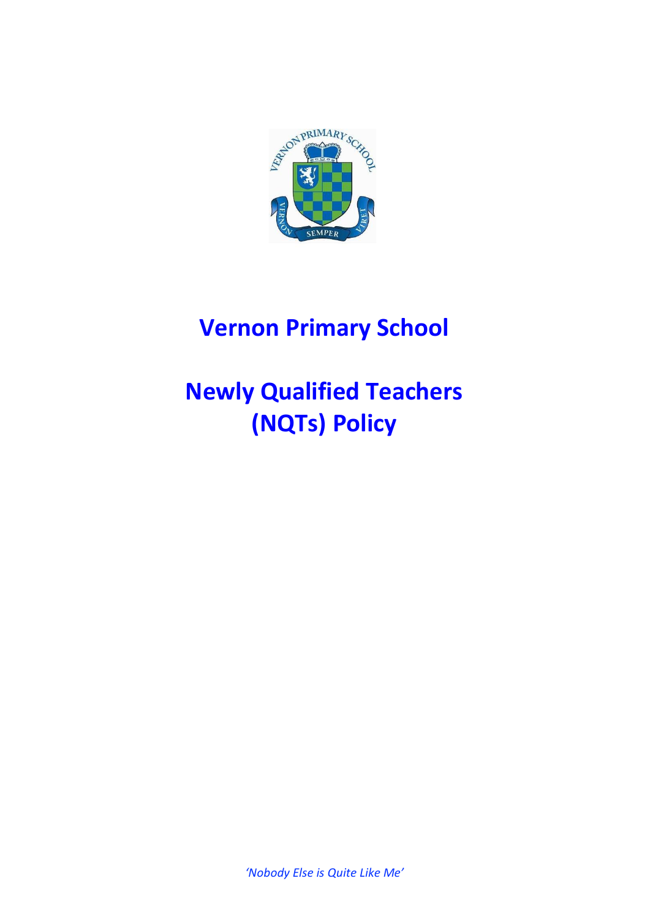# Vernon Primary School

# Newly Qualified Teachers (NQTs) Policy

*'Nobody Else is Quite Like Me'*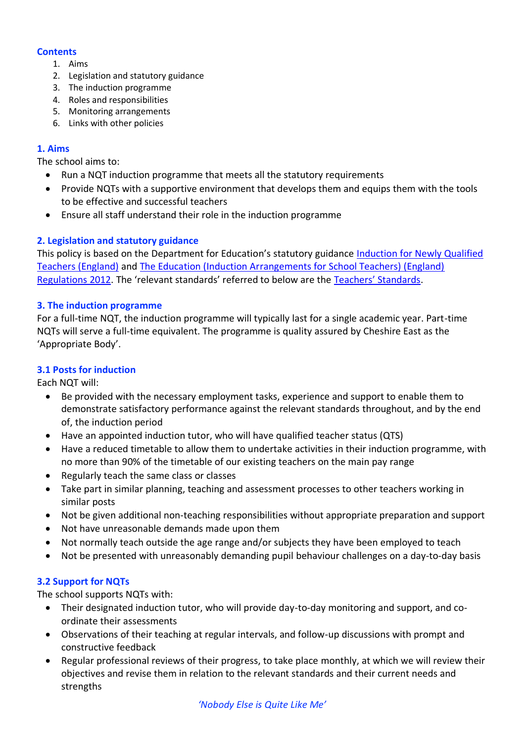## Contents

1. Aims
2. Legislation and statutory guidance
3. The induction programme
4. Roles and responsibilities
5. Monitoring arrangements
6. Links with other policies

## 1. Aims

The school aims to:

- Run a NQT induction programme that meets all the statutory requirements
- Provide NQTs with a supportive environment that develops them and equips them with the tools to be effective and successful teachers
- Ensure all staff understand their role in the induction programme

## 2. Legislation and statutory guidance

This policy is based on the Department for Education's statutory guidance Induction for Newly Qualified Teachers (England) and The Education (Induction Arrangements for School Teachers) (England) Regulations 2012. The 'relevant standards' referred to below are the Teachers' Standards.

## 3. The induction programme

For a full-time NQT, the induction programme will typically last for a single academic year. Part-time NQTs will serve a full-time equivalent. The programme is quality assured by Cheshire East as the 'Appropriate Body'.

### 3.1 Posts for induction

Each NQT will:

- Be provided with the necessary employment tasks, experience and support to enable them to demonstrate satisfactory performance against the relevant standards throughout, and by the end of, the induction period
- Have an appointed induction tutor, who will have qualified teacher status (QTS)
- Have a reduced timetable to allow them to undertake activities in their induction programme, with no more than 90% of the timetable of our existing teachers on the main pay range
- Regularly teach the same class or classes
- Take part in similar planning, teaching and assessment processes to other teachers working in similar posts
- Not be given additional non-teaching responsibilities without appropriate preparation and support
- Not have unreasonable demands made upon them
- Not normally teach outside the age range and/or subjects they have been employed to teach
- Not be presented with unreasonably demanding pupil behaviour challenges on a day-to-day basis

### 3.2 Support for NQTs

The school supports NQTs with:

- Their designated induction tutor, who will provide day-to-day monitoring and support, and co-ordinate their assessments
- Observations of their teaching at regular intervals, and follow-up discussions with prompt and constructive feedback
- Regular professional reviews of their progress, to take place monthly, at which we will review their objectives and revise them in relation to the relevant standards and their current needs and strengths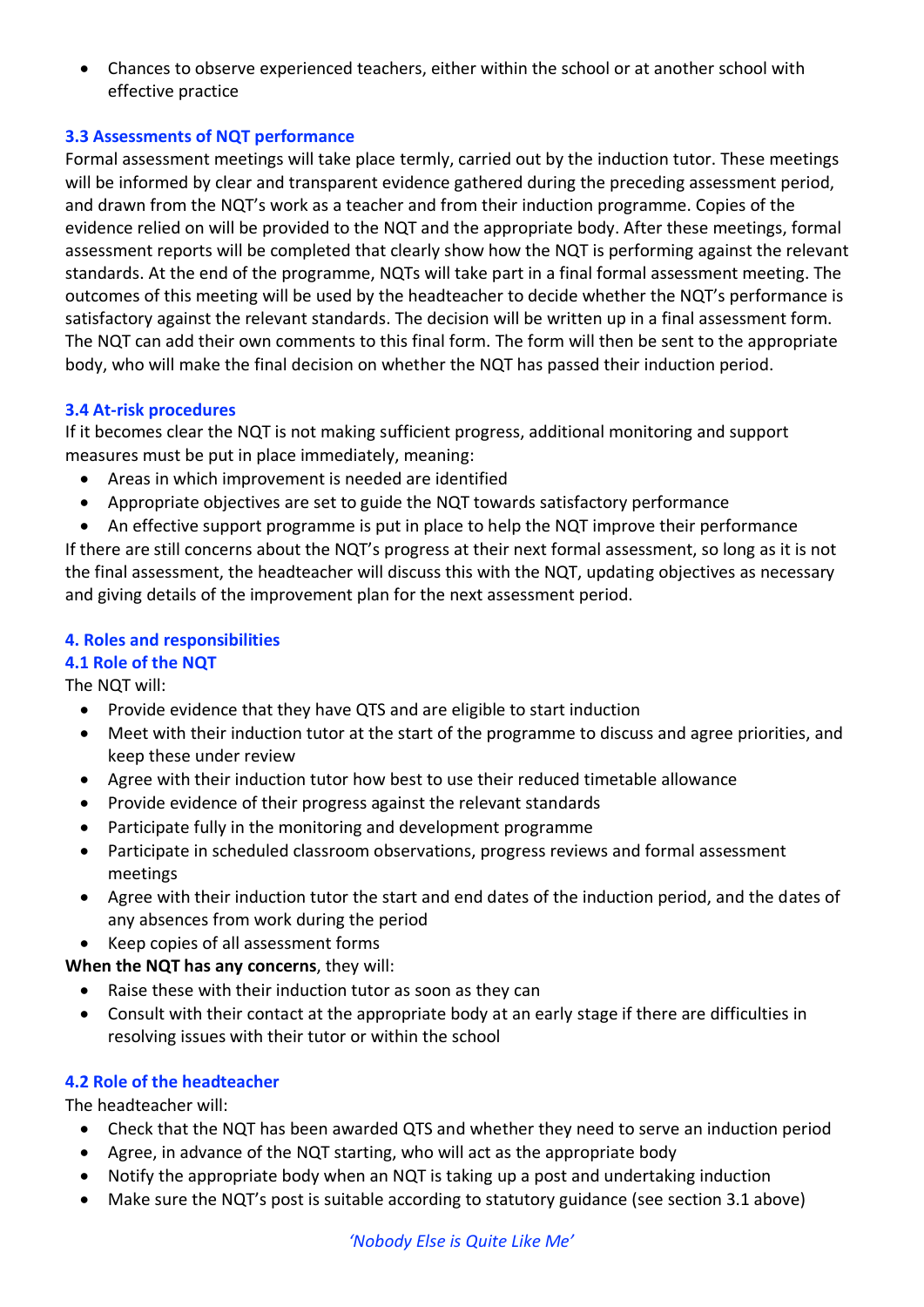- Chances to observe experienced teachers, either within the school or at another school with effective practice

### 3.3 Assessments of NQT performance

Formal assessment meetings will take place termly, carried out by the induction tutor. These meetings will be informed by clear and transparent evidence gathered during the preceding assessment period, and drawn from the NQT's work as a teacher and from their induction programme. Copies of the evidence relied on will be provided to the NQT and the appropriate body. After these meetings, formal assessment reports will be completed that clearly show how the NQT is performing against the relevant standards. At the end of the programme, NQTs will take part in a final formal assessment meeting. The outcomes of this meeting will be used by the headteacher to decide whether the NQT's performance is satisfactory against the relevant standards. The decision will be written up in a final assessment form. The NQT can add their own comments to this final form. The form will then be sent to the appropriate body, who will make the final decision on whether the NQT has passed their induction period.

### 3.4 At-risk procedures

If it becomes clear the NQT is not making sufficient progress, additional monitoring and support measures must be put in place immediately, meaning:

- Areas in which improvement is needed are identified
- Appropriate objectives are set to guide the NQT towards satisfactory performance
- An effective support programme is put in place to help the NQT improve their performance

If there are still concerns about the NQT's progress at their next formal assessment, so long as it is not the final assessment, the headteacher will discuss this with the NQT, updating objectives as necessary and giving details of the improvement plan for the next assessment period.

## 4. Roles and responsibilities

### 4.1 Role of the NQT

The NQT will:

- Provide evidence that they have QTS and are eligible to start induction
- Meet with their induction tutor at the start of the programme to discuss and agree priorities, and keep these under review
- Agree with their induction tutor how best to use their reduced timetable allowance
- Provide evidence of their progress against the relevant standards
- Participate fully in the monitoring and development programme
- Participate in scheduled classroom observations, progress reviews and formal assessment meetings
- Agree with their induction tutor the start and end dates of the induction period, and the dates of any absences from work during the period
- Keep copies of all assessment forms

**When the NQT has any concerns**, they will:

- Raise these with their induction tutor as soon as they can
- Consult with their contact at the appropriate body at an early stage if there are difficulties in resolving issues with their tutor or within the school

### 4.2 Role of the headteacher

The headteacher will:

- Check that the NQT has been awarded QTS and whether they need to serve an induction period
- Agree, in advance of the NQT starting, who will act as the appropriate body
- Notify the appropriate body when an NQT is taking up a post and undertaking induction
- Make sure the NQT's post is suitable according to statutory guidance (see section 3.1 above)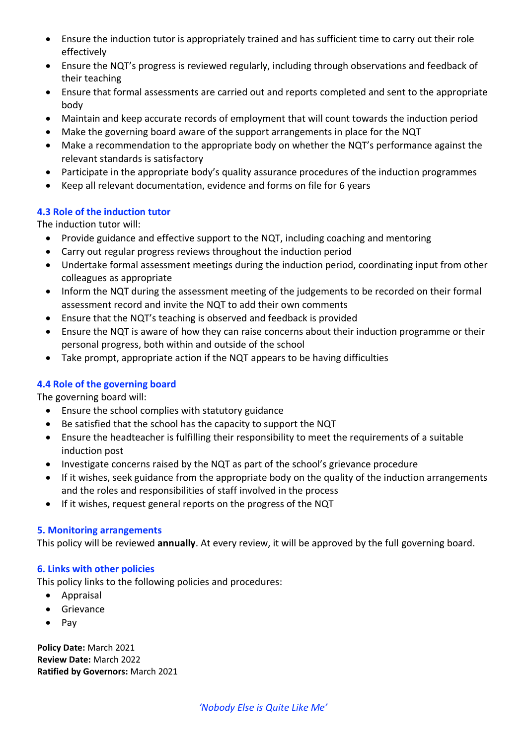- Ensure the induction tutor is appropriately trained and has sufficient time to carry out their role effectively
- Ensure the NQT's progress is reviewed regularly, including through observations and feedback of their teaching
- Ensure that formal assessments are carried out and reports completed and sent to the appropriate body
- Maintain and keep accurate records of employment that will count towards the induction period
- Make the governing board aware of the support arrangements in place for the NQT
- Make a recommendation to the appropriate body on whether the NQT's performance against the relevant standards is satisfactory
- Participate in the appropriate body's quality assurance procedures of the induction programmes
- Keep all relevant documentation, evidence and forms on file for 6 years

### 4.3 Role of the induction tutor

The induction tutor will:

- Provide guidance and effective support to the NQT, including coaching and mentoring
- Carry out regular progress reviews throughout the induction period
- Undertake formal assessment meetings during the induction period, coordinating input from other colleagues as appropriate
- Inform the NQT during the assessment meeting of the judgements to be recorded on their formal assessment record and invite the NQT to add their own comments
- Ensure that the NQT's teaching is observed and feedback is provided
- Ensure the NQT is aware of how they can raise concerns about their induction programme or their personal progress, both within and outside of the school
- Take prompt, appropriate action if the NQT appears to be having difficulties

### 4.4 Role of the governing board

The governing board will:

- Ensure the school complies with statutory guidance
- Be satisfied that the school has the capacity to support the NQT
- Ensure the headteacher is fulfilling their responsibility to meet the requirements of a suitable induction post
- Investigate concerns raised by the NQT as part of the school's grievance procedure
- If it wishes, seek guidance from the appropriate body on the quality of the induction arrangements and the roles and responsibilities of staff involved in the process
- If it wishes, request general reports on the progress of the NQT

## 5. Monitoring arrangements

This policy will be reviewed **annually**. At every review, it will be approved by the full governing board.

## 6. Links with other policies

This policy links to the following policies and procedures:

- Appraisal
- Grievance
- Pay

**Policy Date:** March 2021
**Review Date:** March 2022
**Ratified by Governors:** March 2021